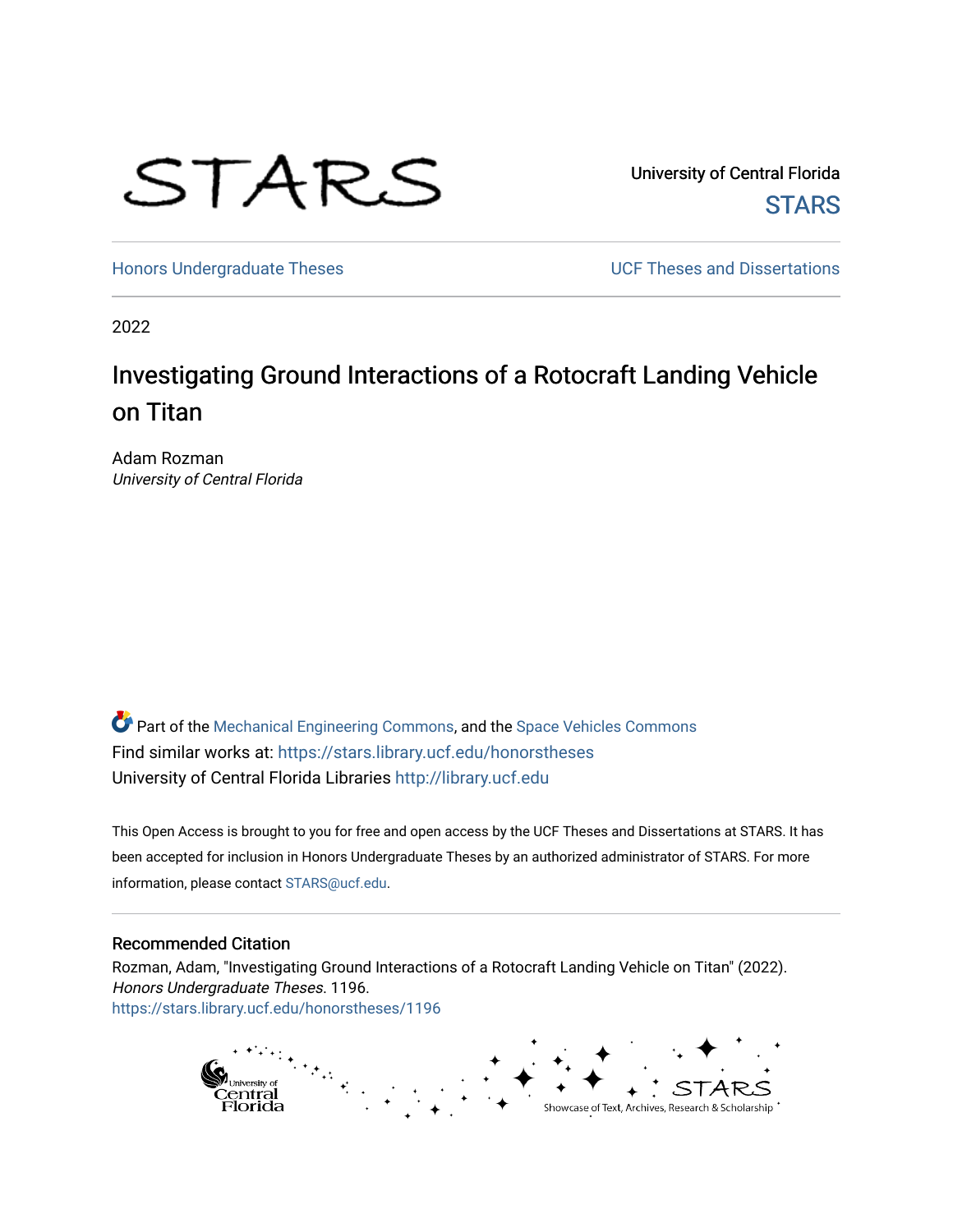STARS

University of Central Florida

STARS

Honors Undergraduate Theses

UCF Theses and Dissertations

2022

# Investigating Ground Interactions of a Rotocraft Landing Vehicle on Titan

Adam Rozman

*University of Central Florida*

Part of the Mechanical Engineering Commons, and the Space Vehicles Commons

Find similar works at: https://stars.library.ucf.edu/honorstheses

University of Central Florida Libraries http://library.ucf.edu

This Open Access is brought to you for free and open access by the UCF Theses and Dissertations at STARS. It has been accepted for inclusion in Honors Undergraduate Theses by an authorized administrator of STARS. For more information, please contact STARS@ucf.edu.

## Recommended Citation

Rozman, Adam, "Investigating Ground Interactions of a Rotocraft Landing Vehicle on Titan" (2022). *Honors Undergraduate Theses*. 1196.

https://stars.library.ucf.edu/honorstheses/1196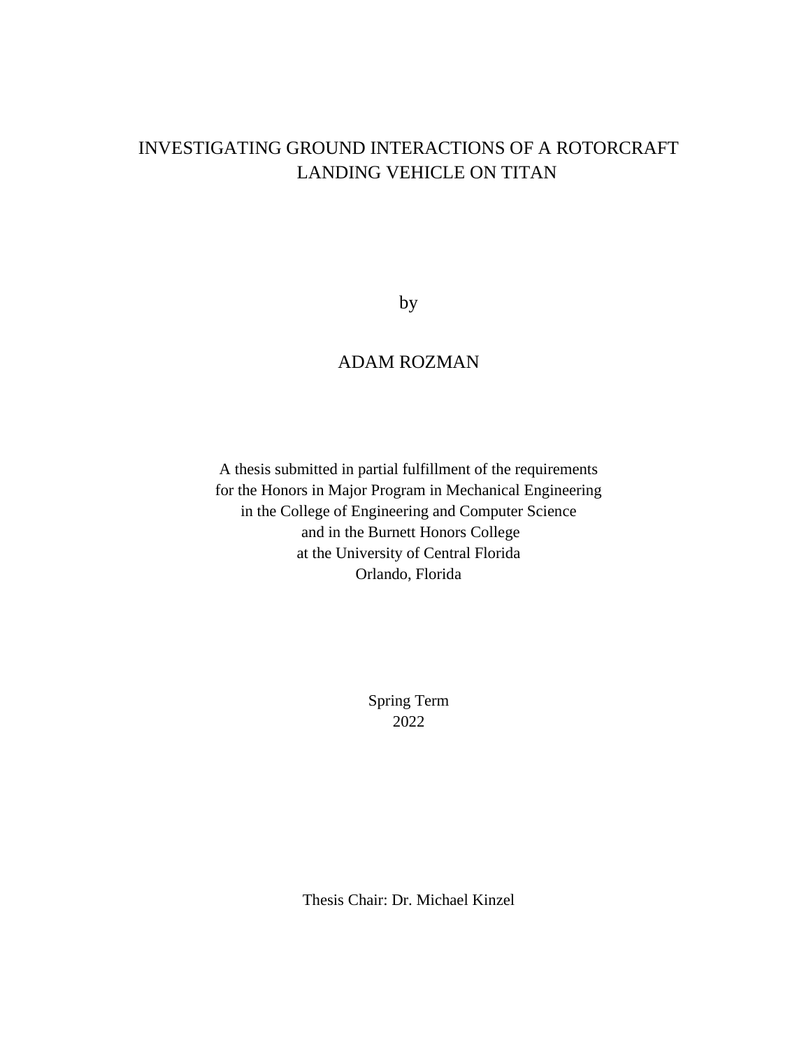# INVESTIGATING GROUND INTERACTIONS OF A ROTORCRAFT LANDING VEHICLE ON TITAN

by

ADAM ROZMAN

A thesis submitted in partial fulfillment of the requirements
for the Honors in Major Program in Mechanical Engineering
in the College of Engineering and Computer Science
and in the Burnett Honors College
at the University of Central Florida
Orlando, Florida

Spring Term
2022

Thesis Chair: Dr. Michael Kinzel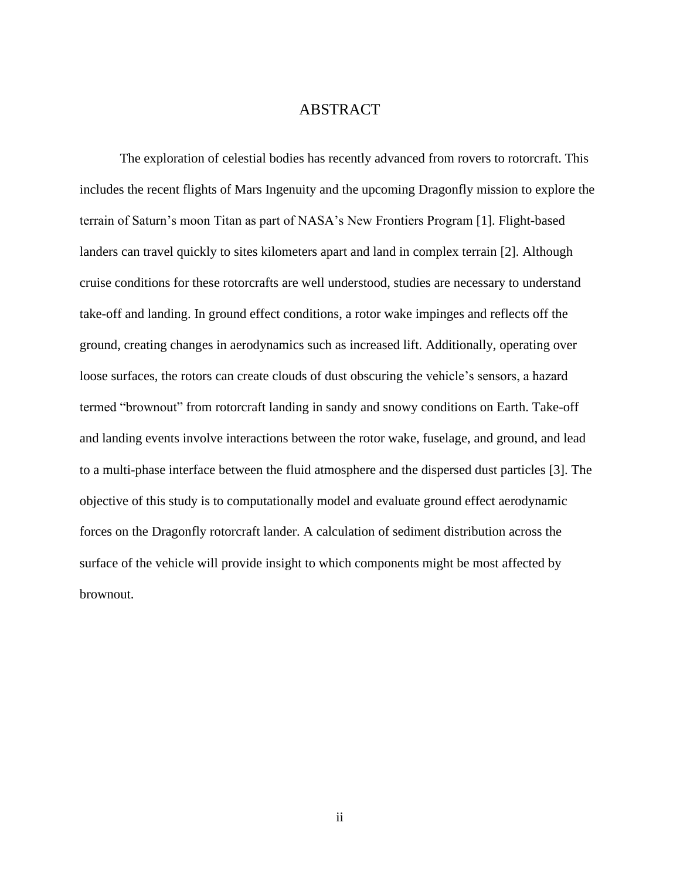# ABSTRACT

The exploration of celestial bodies has recently advanced from rovers to rotorcraft. This includes the recent flights of Mars Ingenuity and the upcoming Dragonfly mission to explore the terrain of Saturn's moon Titan as part of NASA's New Frontiers Program [1]. Flight-based landers can travel quickly to sites kilometers apart and land in complex terrain [2]. Although cruise conditions for these rotorcrafts are well understood, studies are necessary to understand take-off and landing. In ground effect conditions, a rotor wake impinges and reflects off the ground, creating changes in aerodynamics such as increased lift. Additionally, operating over loose surfaces, the rotors can create clouds of dust obscuring the vehicle's sensors, a hazard termed "brownout" from rotorcraft landing in sandy and snowy conditions on Earth. Take-off and landing events involve interactions between the rotor wake, fuselage, and ground, and lead to a multi-phase interface between the fluid atmosphere and the dispersed dust particles [3]. The objective of this study is to computationally model and evaluate ground effect aerodynamic forces on the Dragonfly rotorcraft lander. A calculation of sediment distribution across the surface of the vehicle will provide insight to which components might be most affected by brownout.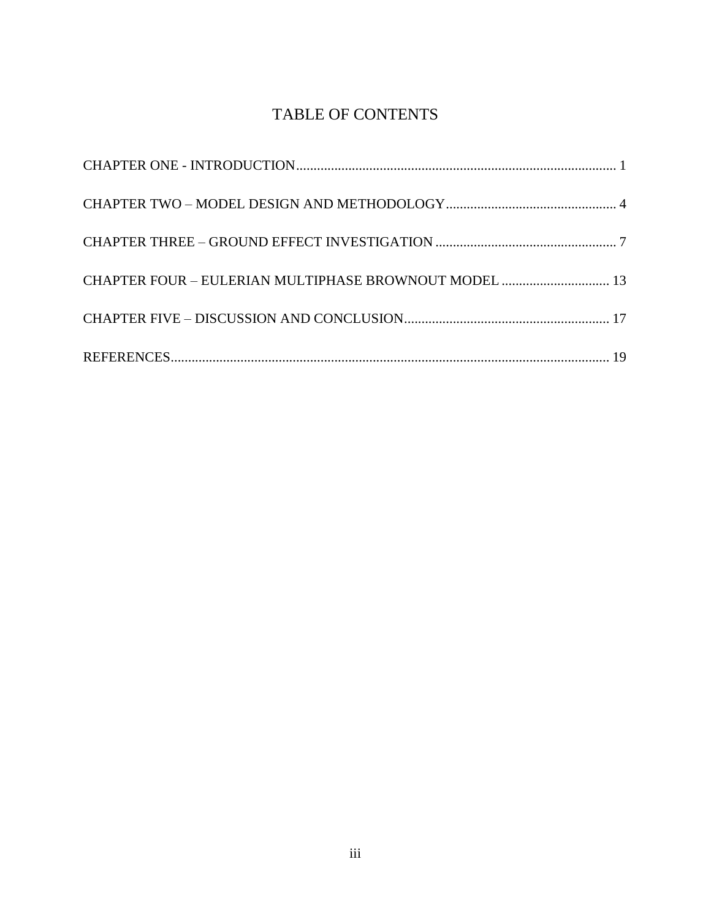# TABLE OF CONTENTS

CHAPTER ONE - INTRODUCTION ........................................................................................... 1

CHAPTER TWO – MODEL DESIGN AND METHODOLOGY ................................................ 4

CHAPTER THREE – GROUND EFFECT INVESTIGATION .................................................... 7

CHAPTER FOUR – EULERIAN MULTIPHASE BROWNOUT MODEL ............................... 13

CHAPTER FIVE – DISCUSSION AND CONCLUSION ........................................................... 17

REFERENCES ............................................................................................................................ 19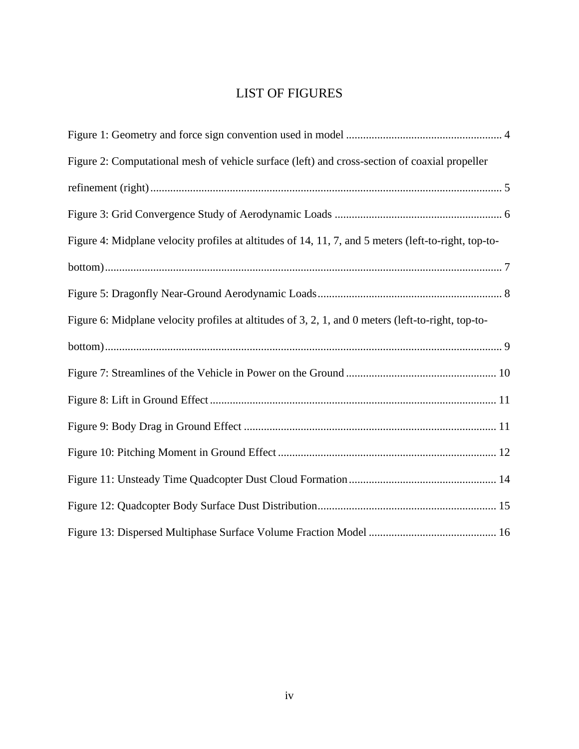# LIST OF FIGURES

Figure 1: Geometry and force sign convention used in model ....................................................... 4

Figure 2: Computational mesh of vehicle surface (left) and cross-section of coaxial propeller refinement (right) ........................................................................................................................... 5

Figure 3: Grid Convergence Study of Aerodynamic Loads ........................................................... 6

Figure 4: Midplane velocity profiles at altitudes of 14, 11, 7, and 5 meters (left-to-right, top-to-bottom) ........................................................................................................................................... 7

Figure 5: Dragonfly Near-Ground Aerodynamic Loads ................................................................. 8

Figure 6: Midplane velocity profiles at altitudes of 3, 2, 1, and 0 meters (left-to-right, top-to-bottom) ........................................................................................................................................... 9

Figure 7: Streamlines of the Vehicle in Power on the Ground ..................................................... 10

Figure 8: Lift in Ground Effect ..................................................................................................... 11

Figure 9: Body Drag in Ground Effect ......................................................................................... 11

Figure 10: Pitching Moment in Ground Effect ............................................................................. 12

Figure 11: Unsteady Time Quadcopter Dust Cloud Formation .................................................... 14

Figure 12: Quadcopter Body Surface Dust Distribution ............................................................... 15

Figure 13: Dispersed Multiphase Surface Volume Fraction Model ............................................. 16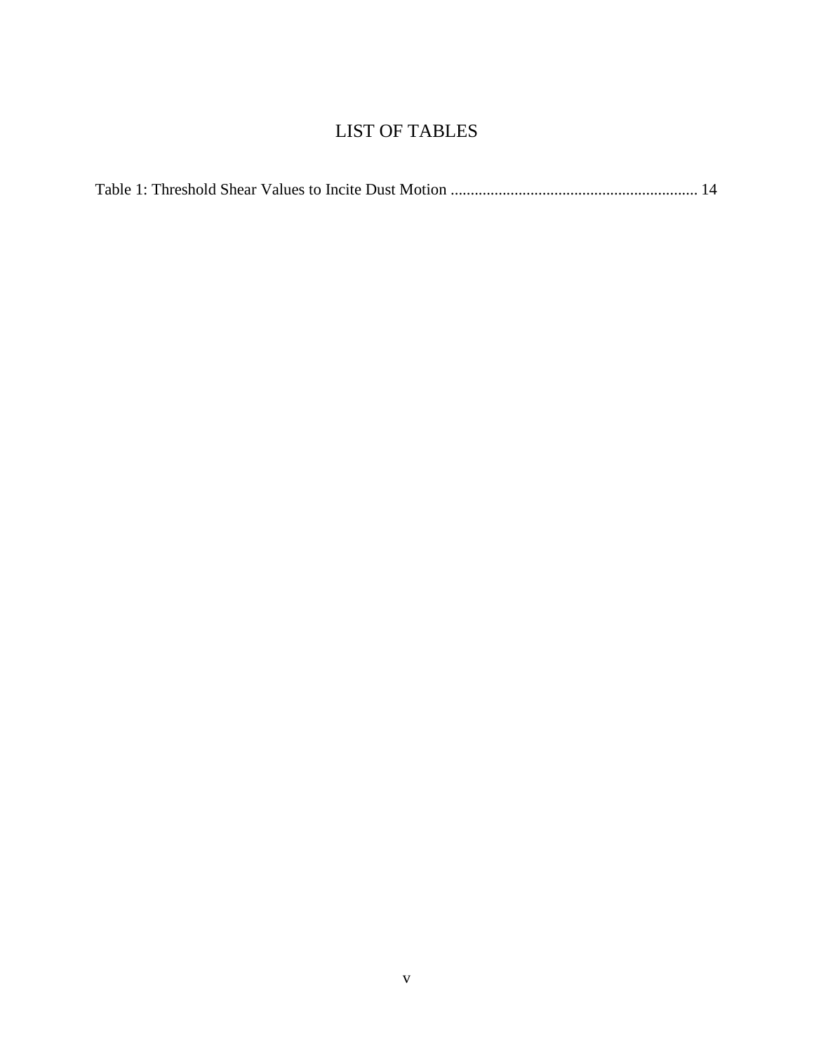# LIST OF TABLES

Table 1: Threshold Shear Values to Incite Dust Motion ............................................................. 14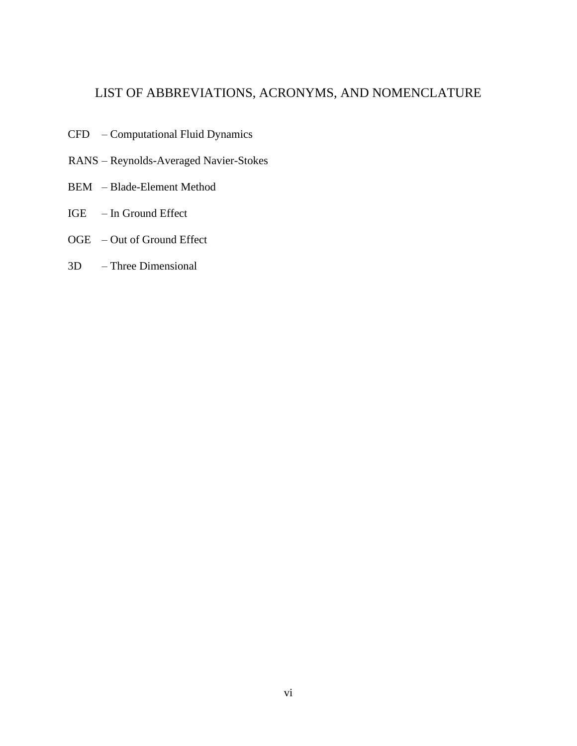# LIST OF ABBREVIATIONS, ACRONYMS, AND NOMENCLATURE

CFD – Computational Fluid Dynamics

RANS – Reynolds-Averaged Navier-Stokes

BEM – Blade-Element Method

IGE – In Ground Effect

OGE – Out of Ground Effect

3D – Three Dimensional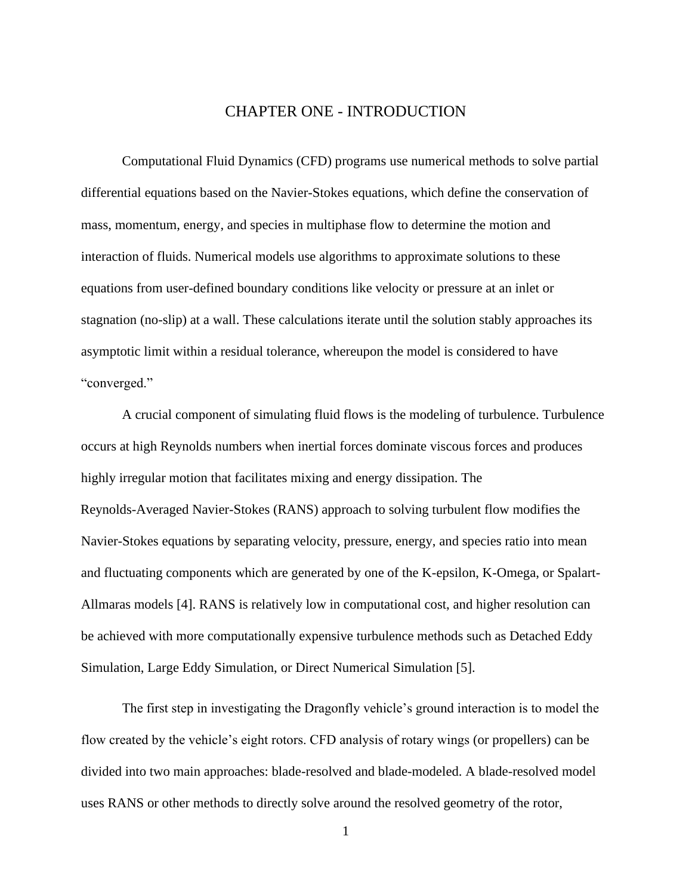# CHAPTER ONE - INTRODUCTION

Computational Fluid Dynamics (CFD) programs use numerical methods to solve partial differential equations based on the Navier-Stokes equations, which define the conservation of mass, momentum, energy, and species in multiphase flow to determine the motion and interaction of fluids. Numerical models use algorithms to approximate solutions to these equations from user-defined boundary conditions like velocity or pressure at an inlet or stagnation (no-slip) at a wall. These calculations iterate until the solution stably approaches its asymptotic limit within a residual tolerance, whereupon the model is considered to have "converged."

A crucial component of simulating fluid flows is the modeling of turbulence. Turbulence occurs at high Reynolds numbers when inertial forces dominate viscous forces and produces highly irregular motion that facilitates mixing and energy dissipation. The Reynolds-Averaged Navier-Stokes (RANS) approach to solving turbulent flow modifies the Navier-Stokes equations by separating velocity, pressure, energy, and species ratio into mean and fluctuating components which are generated by one of the K-epsilon, K-Omega, or Spalart-Allmaras models [4]. RANS is relatively low in computational cost, and higher resolution can be achieved with more computationally expensive turbulence methods such as Detached Eddy Simulation, Large Eddy Simulation, or Direct Numerical Simulation [5].

The first step in investigating the Dragonfly vehicle's ground interaction is to model the flow created by the vehicle's eight rotors. CFD analysis of rotary wings (or propellers) can be divided into two main approaches: blade-resolved and blade-modeled. A blade-resolved model uses RANS or other methods to directly solve around the resolved geometry of the rotor,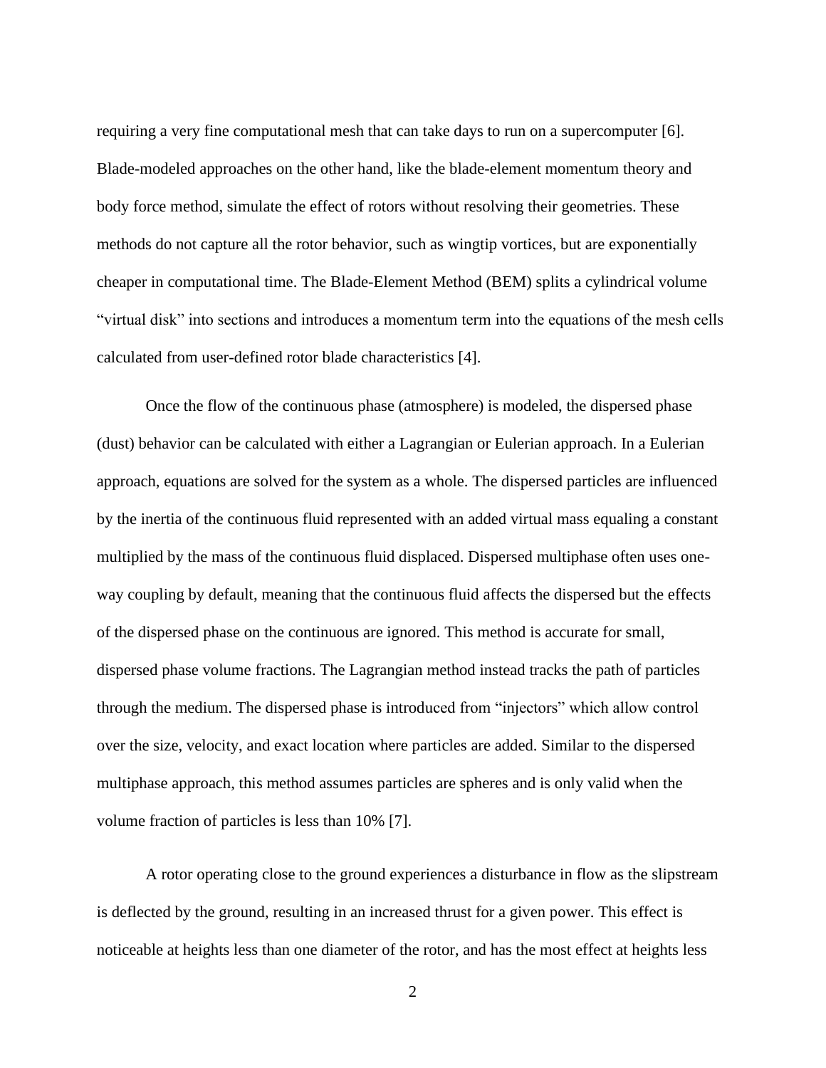requiring a very fine computational mesh that can take days to run on a supercomputer [6]. Blade-modeled approaches on the other hand, like the blade-element momentum theory and body force method, simulate the effect of rotors without resolving their geometries. These methods do not capture all the rotor behavior, such as wingtip vortices, but are exponentially cheaper in computational time. The Blade-Element Method (BEM) splits a cylindrical volume "virtual disk" into sections and introduces a momentum term into the equations of the mesh cells calculated from user-defined rotor blade characteristics [4].

Once the flow of the continuous phase (atmosphere) is modeled, the dispersed phase (dust) behavior can be calculated with either a Lagrangian or Eulerian approach. In a Eulerian approach, equations are solved for the system as a whole. The dispersed particles are influenced by the inertia of the continuous fluid represented with an added virtual mass equaling a constant multiplied by the mass of the continuous fluid displaced. Dispersed multiphase often uses one-way coupling by default, meaning that the continuous fluid affects the dispersed but the effects of the dispersed phase on the continuous are ignored. This method is accurate for small, dispersed phase volume fractions. The Lagrangian method instead tracks the path of particles through the medium. The dispersed phase is introduced from "injectors" which allow control over the size, velocity, and exact location where particles are added. Similar to the dispersed multiphase approach, this method assumes particles are spheres and is only valid when the volume fraction of particles is less than 10% [7].

A rotor operating close to the ground experiences a disturbance in flow as the slipstream is deflected by the ground, resulting in an increased thrust for a given power. This effect is noticeable at heights less than one diameter of the rotor, and has the most effect at heights less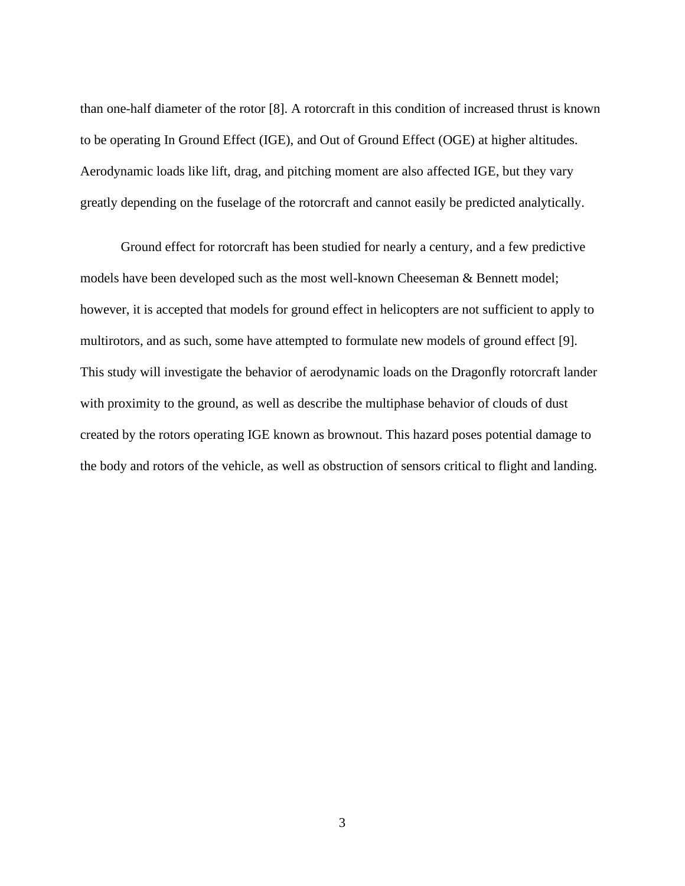than one-half diameter of the rotor [8]. A rotorcraft in this condition of increased thrust is known to be operating In Ground Effect (IGE), and Out of Ground Effect (OGE) at higher altitudes. Aerodynamic loads like lift, drag, and pitching moment are also affected IGE, but they vary greatly depending on the fuselage of the rotorcraft and cannot easily be predicted analytically.

Ground effect for rotorcraft has been studied for nearly a century, and a few predictive models have been developed such as the most well-known Cheeseman & Bennett model; however, it is accepted that models for ground effect in helicopters are not sufficient to apply to multirotors, and as such, some have attempted to formulate new models of ground effect [9]. This study will investigate the behavior of aerodynamic loads on the Dragonfly rotorcraft lander with proximity to the ground, as well as describe the multiphase behavior of clouds of dust created by the rotors operating IGE known as brownout. This hazard poses potential damage to the body and rotors of the vehicle, as well as obstruction of sensors critical to flight and landing.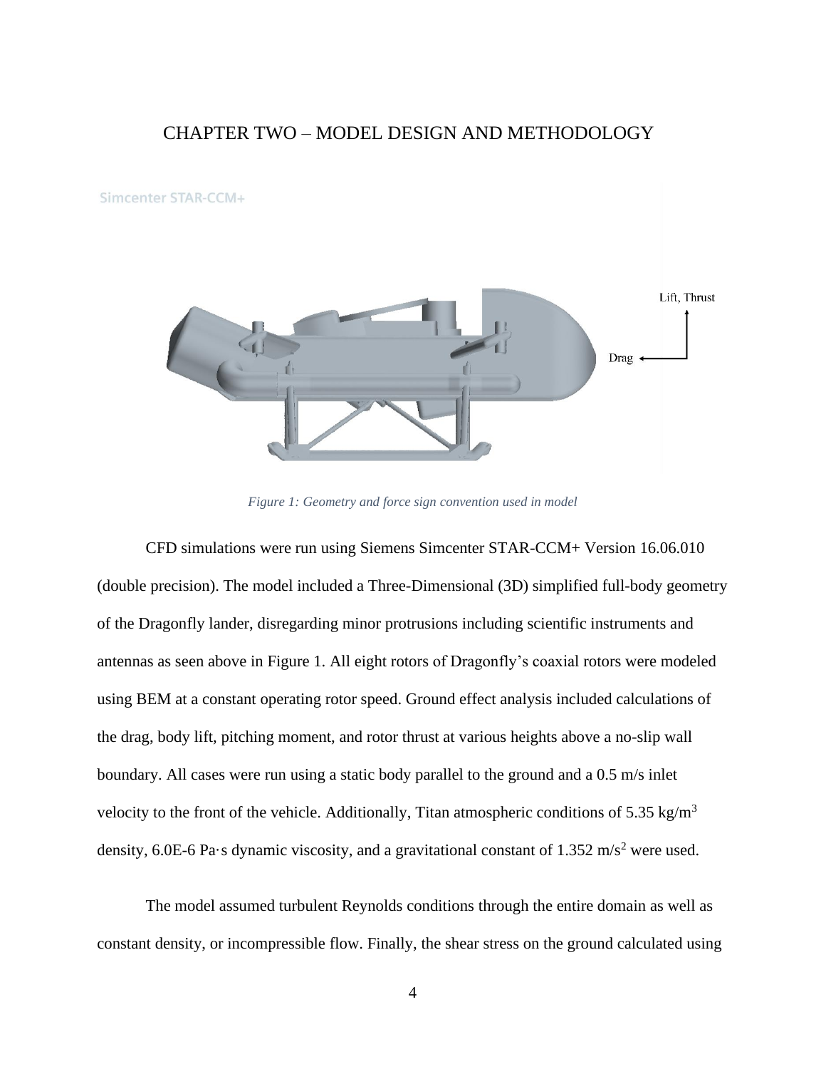# CHAPTER TWO – MODEL DESIGN AND METHODOLOGY

*Figure 1: Geometry and force sign convention used in model*

CFD simulations were run using Siemens Simcenter STAR-CCM+ Version 16.06.010 (double precision). The model included a Three-Dimensional (3D) simplified full-body geometry of the Dragonfly lander, disregarding minor protrusions including scientific instruments and antennas as seen above in Figure 1. All eight rotors of Dragonfly's coaxial rotors were modeled using BEM at a constant operating rotor speed. Ground effect analysis included calculations of the drag, body lift, pitching moment, and rotor thrust at various heights above a no-slip wall boundary. All cases were run using a static body parallel to the ground and a 0.5 m/s inlet velocity to the front of the vehicle. Additionally, Titan atmospheric conditions of 5.35 kg/m$^3$ density, 6.0E-6 Pa·s dynamic viscosity, and a gravitational constant of 1.352 m/s$^2$ were used.

The model assumed turbulent Reynolds conditions through the entire domain as well as constant density, or incompressible flow. Finally, the shear stress on the ground calculated using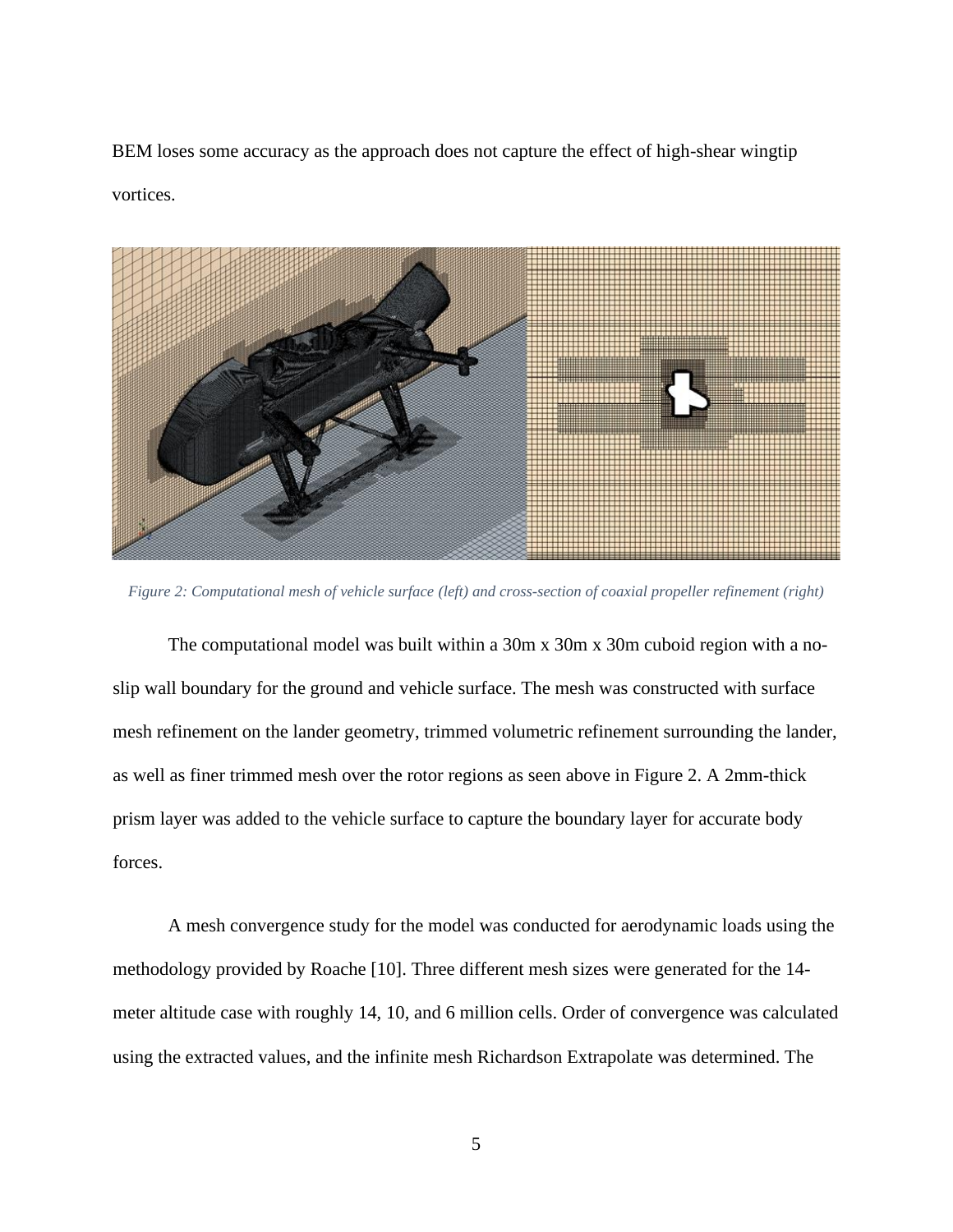BEM loses some accuracy as the approach does not capture the effect of high-shear wingtip vortices.

*Figure 2: Computational mesh of vehicle surface (left) and cross-section of coaxial propeller refinement (right)*

The computational model was built within a 30m x 30m x 30m cuboid region with a no-slip wall boundary for the ground and vehicle surface. The mesh was constructed with surface mesh refinement on the lander geometry, trimmed volumetric refinement surrounding the lander, as well as finer trimmed mesh over the rotor regions as seen above in Figure 2. A 2mm-thick prism layer was added to the vehicle surface to capture the boundary layer for accurate body forces.

A mesh convergence study for the model was conducted for aerodynamic loads using the methodology provided by Roache [10]. Three different mesh sizes were generated for the 14-meter altitude case with roughly 14, 10, and 6 million cells. Order of convergence was calculated using the extracted values, and the infinite mesh Richardson Extrapolate was determined. The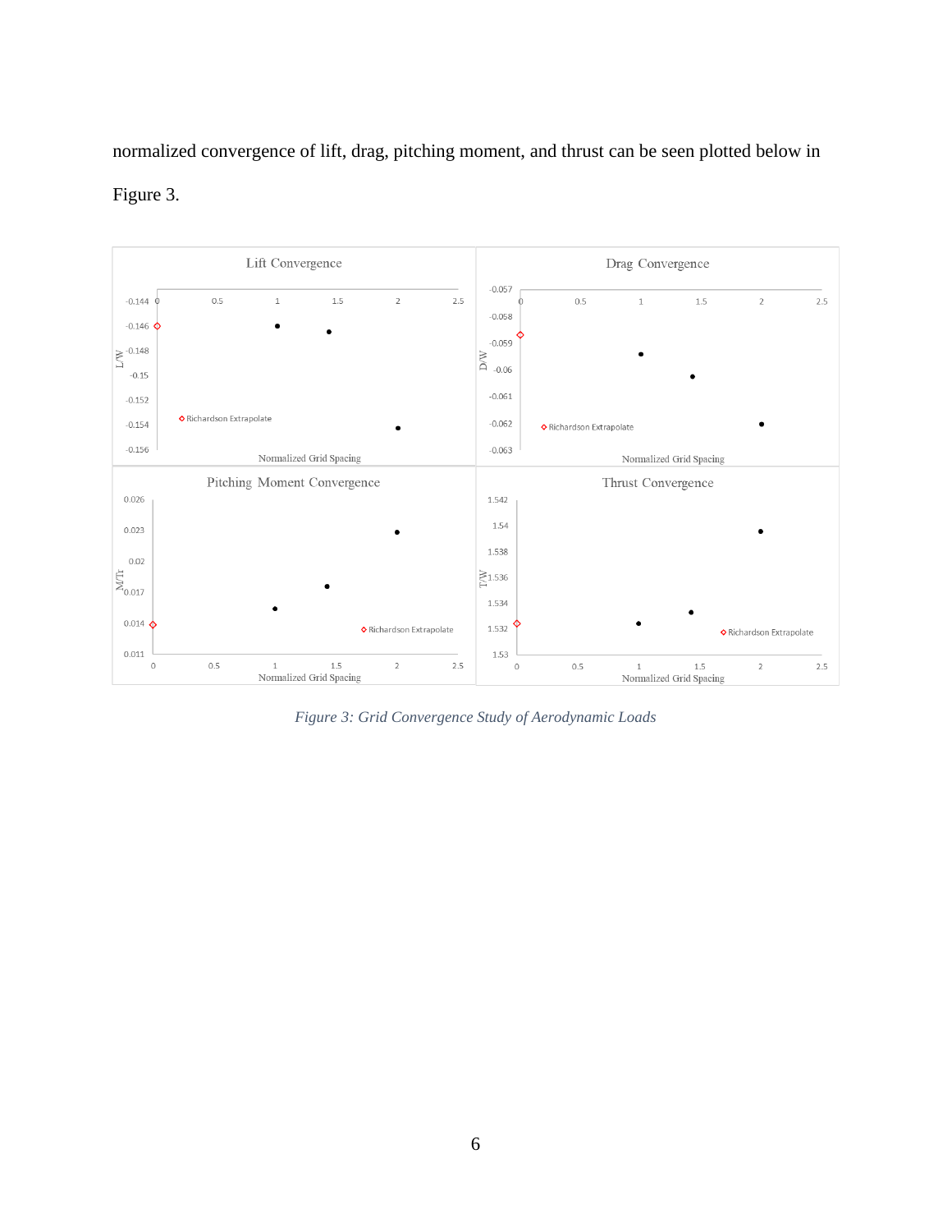normalized convergence of lift, drag, pitching moment, and thrust can be seen plotted below in Figure 3.

*Figure 3: Grid Convergence Study of Aerodynamic Loads*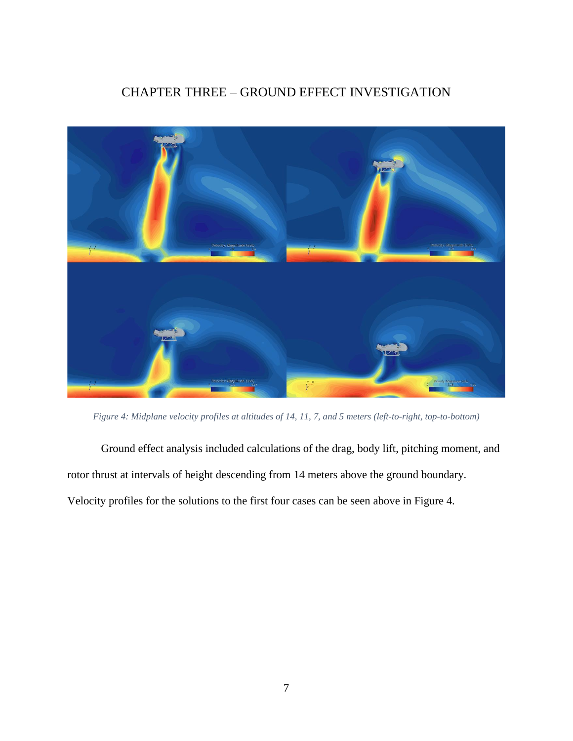# CHAPTER THREE – GROUND EFFECT INVESTIGATION

*Figure 4: Midplane velocity profiles at altitudes of 14, 11, 7, and 5 meters (left-to-right, top-to-bottom)*

Ground effect analysis included calculations of the drag, body lift, pitching moment, and rotor thrust at intervals of height descending from 14 meters above the ground boundary. Velocity profiles for the solutions to the first four cases can be seen above in Figure 4.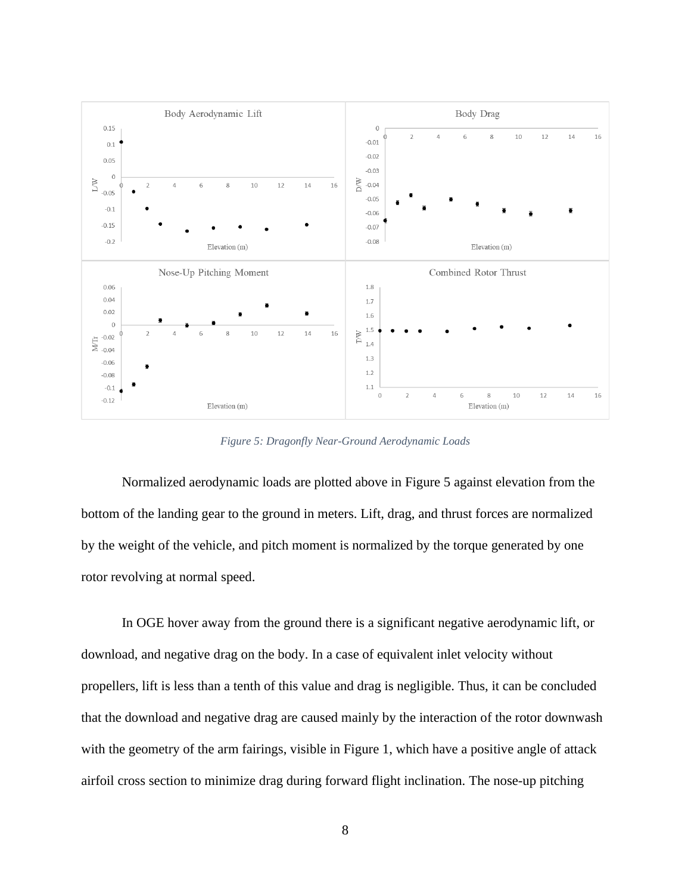*Figure 5: Dragonfly Near-Ground Aerodynamic Loads*

Normalized aerodynamic loads are plotted above in Figure 5 against elevation from the bottom of the landing gear to the ground in meters. Lift, drag, and thrust forces are normalized by the weight of the vehicle, and pitch moment is normalized by the torque generated by one rotor revolving at normal speed.

In OGE hover away from the ground there is a significant negative aerodynamic lift, or download, and negative drag on the body. In a case of equivalent inlet velocity without propellers, lift is less than a tenth of this value and drag is negligible. Thus, it can be concluded that the download and negative drag are caused mainly by the interaction of the rotor downwash with the geometry of the arm fairings, visible in Figure 1, which have a positive angle of attack airfoil cross section to minimize drag during forward flight inclination. The nose-up pitching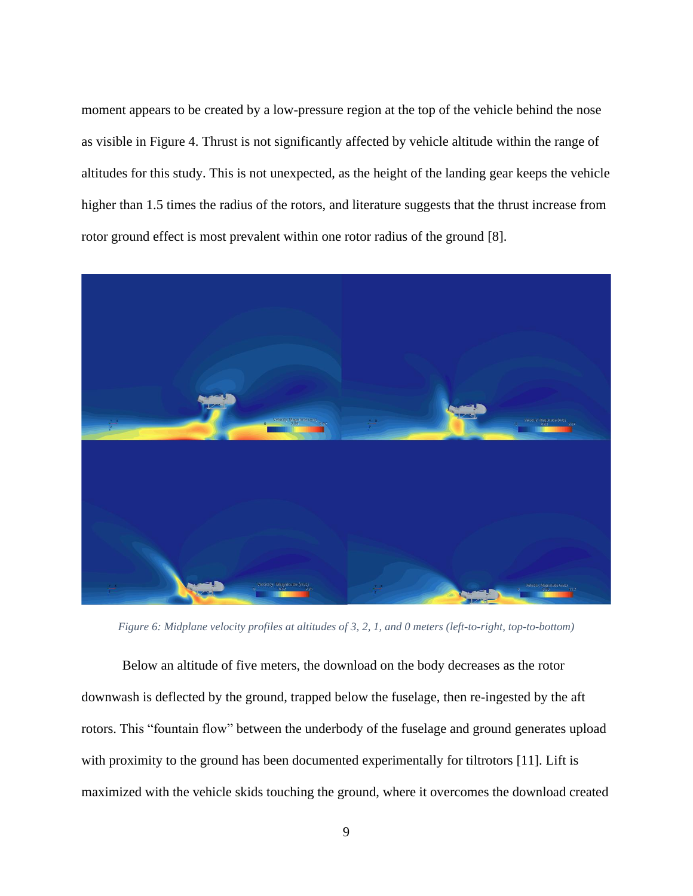moment appears to be created by a low-pressure region at the top of the vehicle behind the nose as visible in Figure 4. Thrust is not significantly affected by vehicle altitude within the range of altitudes for this study. This is not unexpected, as the height of the landing gear keeps the vehicle higher than 1.5 times the radius of the rotors, and literature suggests that the thrust increase from rotor ground effect is most prevalent within one rotor radius of the ground [8].

*Figure 6: Midplane velocity profiles at altitudes of 3, 2, 1, and 0 meters (left-to-right, top-to-bottom)*

Below an altitude of five meters, the download on the body decreases as the rotor downwash is deflected by the ground, trapped below the fuselage, then re-ingested by the aft rotors. This "fountain flow" between the underbody of the fuselage and ground generates upload with proximity to the ground has been documented experimentally for tiltrotors [11]. Lift is maximized with the vehicle skids touching the ground, where it overcomes the download created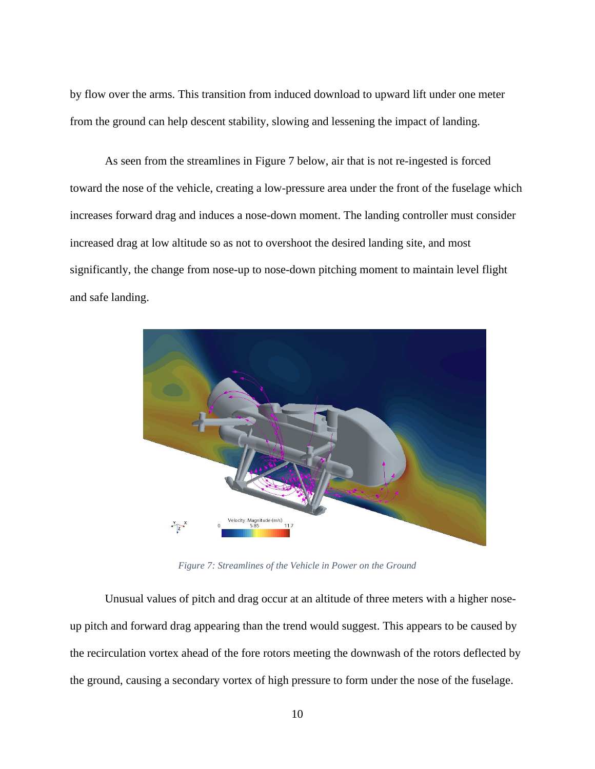by flow over the arms. This transition from induced download to upward lift under one meter from the ground can help descent stability, slowing and lessening the impact of landing.

As seen from the streamlines in Figure 7 below, air that is not re-ingested is forced toward the nose of the vehicle, creating a low-pressure area under the front of the fuselage which increases forward drag and induces a nose-down moment. The landing controller must consider increased drag at low altitude so as not to overshoot the desired landing site, and most significantly, the change from nose-up to nose-down pitching moment to maintain level flight and safe landing.

*Figure 7: Streamlines of the Vehicle in Power on the Ground*

Unusual values of pitch and drag occur at an altitude of three meters with a higher nose-up pitch and forward drag appearing than the trend would suggest. This appears to be caused by the recirculation vortex ahead of the fore rotors meeting the downwash of the rotors deflected by the ground, causing a secondary vortex of high pressure to form under the nose of the fuselage.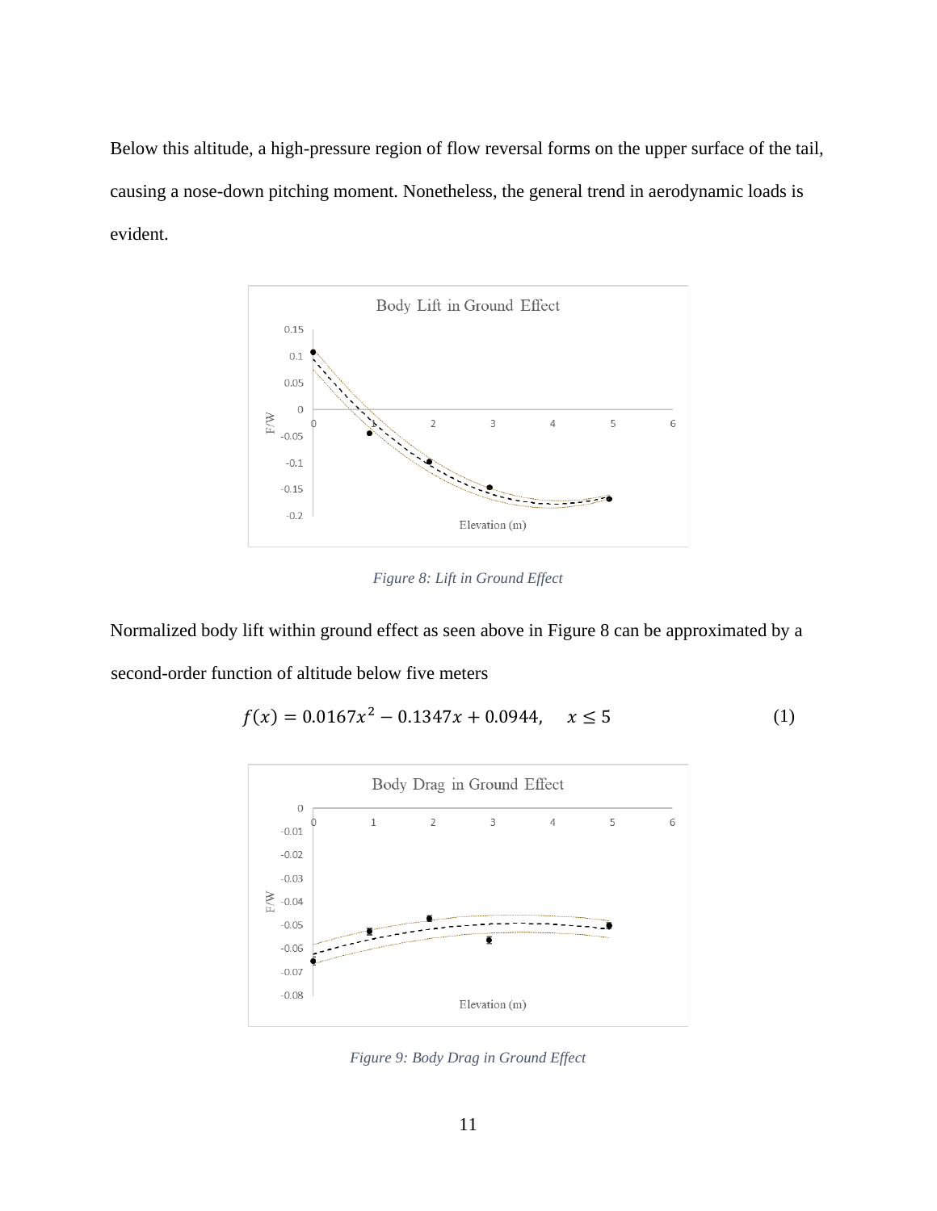Below this altitude, a high-pressure region of flow reversal forms on the upper surface of the tail, causing a nose-down pitching moment. Nonetheless, the general trend in aerodynamic loads is evident.

*Figure 8: Lift in Ground Effect*

Normalized body lift within ground effect as seen above in Figure 8 can be approximated by a second-order function of altitude below five meters

$$f(x) = 0.0167x^2 - 0.1347x + 0.0944, \quad x \leq 5 \tag{1}$$

*Figure 9: Body Drag in Ground Effect*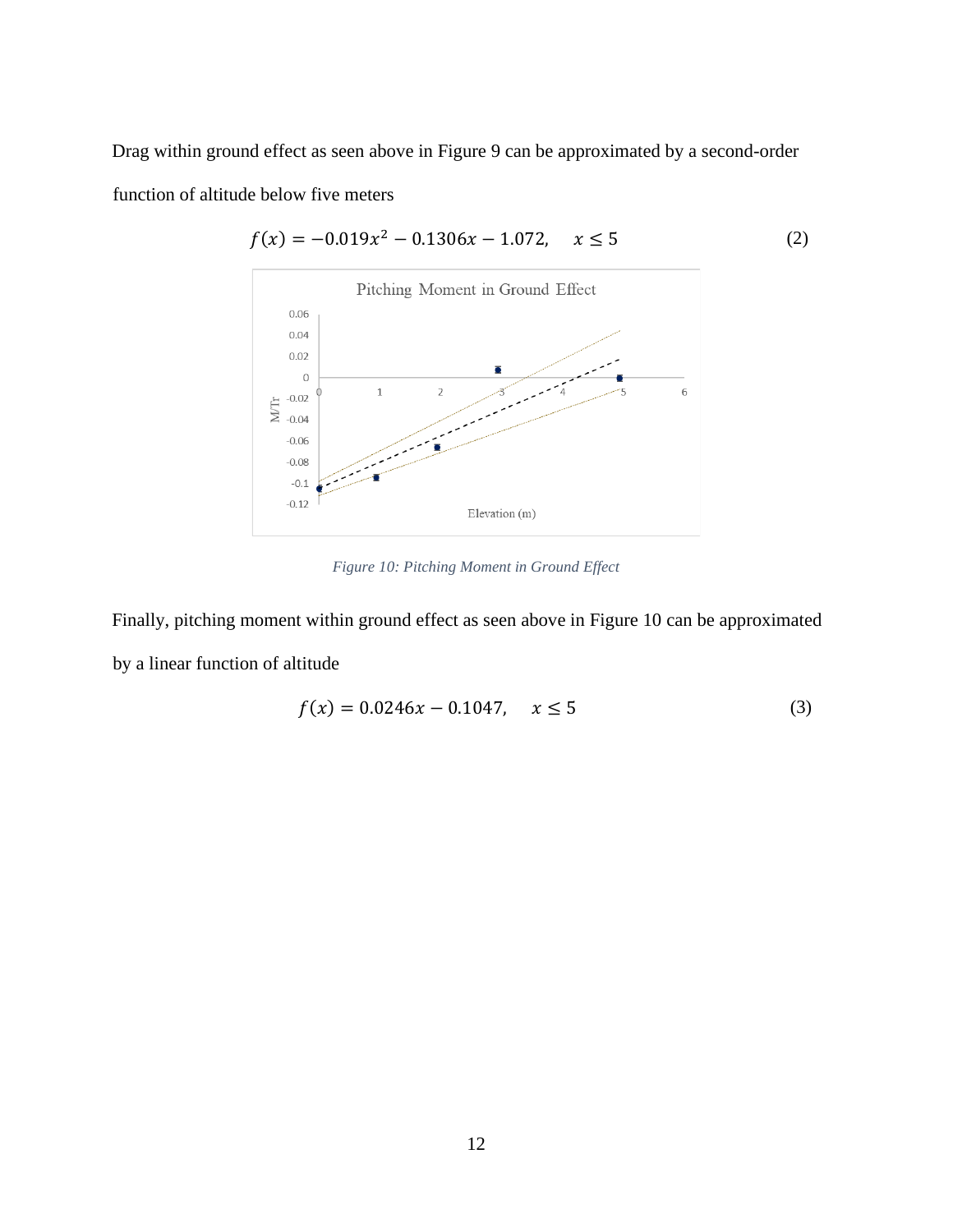Drag within ground effect as seen above in Figure 9 can be approximated by a second-order function of altitude below five meters

$$f(x) = -0.019x^2 - 0.1306x - 1.072, \quad x \leq 5 \tag{2}$$

*Figure 10: Pitching Moment in Ground Effect*

Finally, pitching moment within ground effect as seen above in Figure 10 can be approximated by a linear function of altitude

$$f(x) = 0.0246x - 0.1047, \quad x \leq 5 \tag{3}$$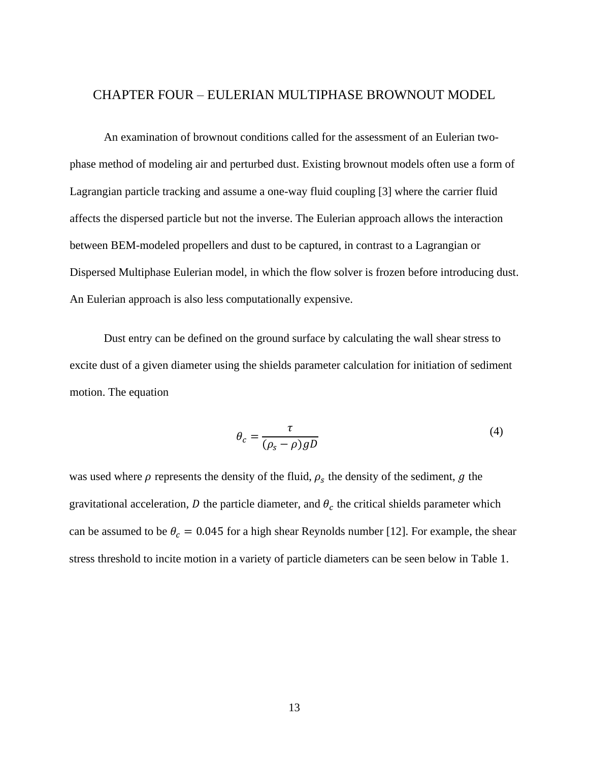# CHAPTER FOUR – EULERIAN MULTIPHASE BROWNOUT MODEL

An examination of brownout conditions called for the assessment of an Eulerian two-phase method of modeling air and perturbed dust. Existing brownout models often use a form of Lagrangian particle tracking and assume a one-way fluid coupling [3] where the carrier fluid affects the dispersed particle but not the inverse. The Eulerian approach allows the interaction between BEM-modeled propellers and dust to be captured, in contrast to a Lagrangian or Dispersed Multiphase Eulerian model, in which the flow solver is frozen before introducing dust. An Eulerian approach is also less computationally expensive.

Dust entry can be defined on the ground surface by calculating the wall shear stress to excite dust of a given diameter using the shields parameter calculation for initiation of sediment motion. The equation

$$\theta_c = \frac{\tau}{(\rho_s - \rho)gD} \tag{4}$$

was used where $\rho$ represents the density of the fluid, $\rho_s$ the density of the sediment, $g$ the gravitational acceleration, $D$ the particle diameter, and $\theta_c$ the critical shields parameter which can be assumed to be $\theta_c = 0.045$ for a high shear Reynolds number [12]. For example, the shear stress threshold to incite motion in a variety of particle diameters can be seen below in Table 1.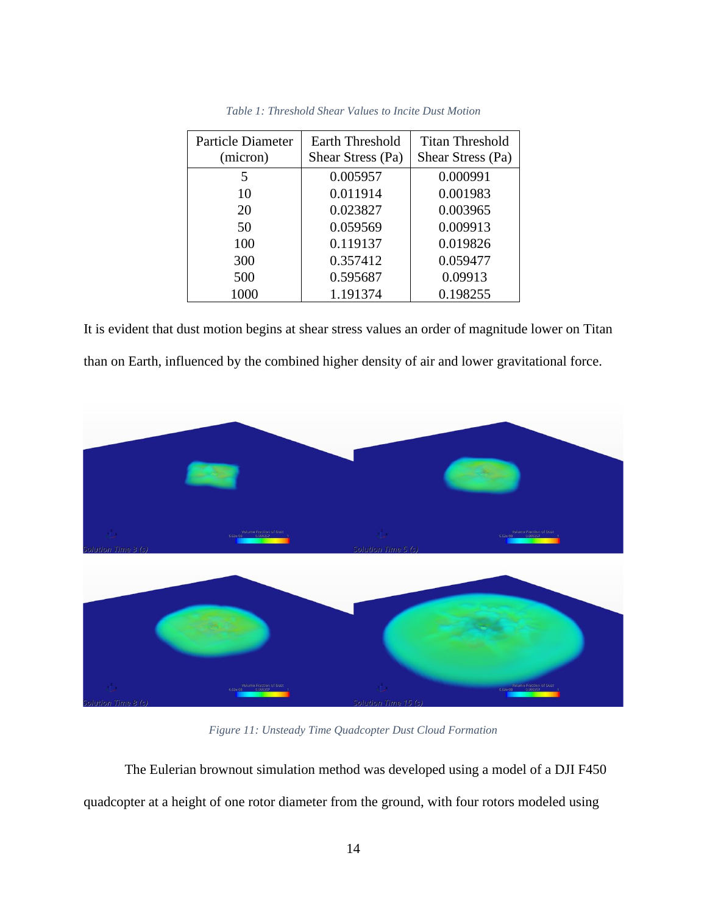*Table 1: Threshold Shear Values to Incite Dust Motion*

| Particle Diameter (micron) | Earth Threshold Shear Stress (Pa) | Titan Threshold Shear Stress (Pa) |
|---|---|---|
| 5 | 0.005957 | 0.000991 |
| 10 | 0.011914 | 0.001983 |
| 20 | 0.023827 | 0.003965 |
| 50 | 0.059569 | 0.009913 |
| 100 | 0.119137 | 0.019826 |
| 300 | 0.357412 | 0.059477 |
| 500 | 0.595687 | 0.09913 |
| 1000 | 1.191374 | 0.198255 |

It is evident that dust motion begins at shear stress values an order of magnitude lower on Titan than on Earth, influenced by the combined higher density of air and lower gravitational force.

*Figure 11: Unsteady Time Quadcopter Dust Cloud Formation*

The Eulerian brownout simulation method was developed using a model of a DJI F450 quadcopter at a height of one rotor diameter from the ground, with four rotors modeled using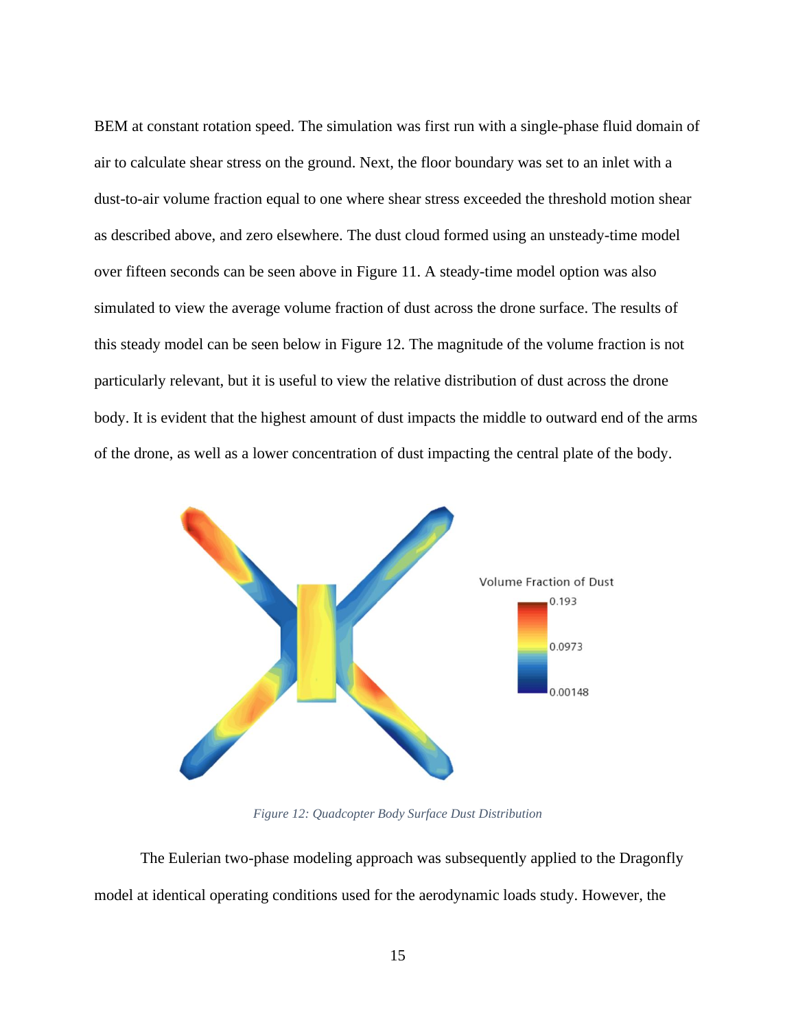BEM at constant rotation speed. The simulation was first run with a single-phase fluid domain of air to calculate shear stress on the ground. Next, the floor boundary was set to an inlet with a dust-to-air volume fraction equal to one where shear stress exceeded the threshold motion shear as described above, and zero elsewhere. The dust cloud formed using an unsteady-time model over fifteen seconds can be seen above in Figure 11. A steady-time model option was also simulated to view the average volume fraction of dust across the drone surface. The results of this steady model can be seen below in Figure 12. The magnitude of the volume fraction is not particularly relevant, but it is useful to view the relative distribution of dust across the drone body. It is evident that the highest amount of dust impacts the middle to outward end of the arms of the drone, as well as a lower concentration of dust impacting the central plate of the body.

*Figure 12: Quadcopter Body Surface Dust Distribution*

The Eulerian two-phase modeling approach was subsequently applied to the Dragonfly model at identical operating conditions used for the aerodynamic loads study. However, the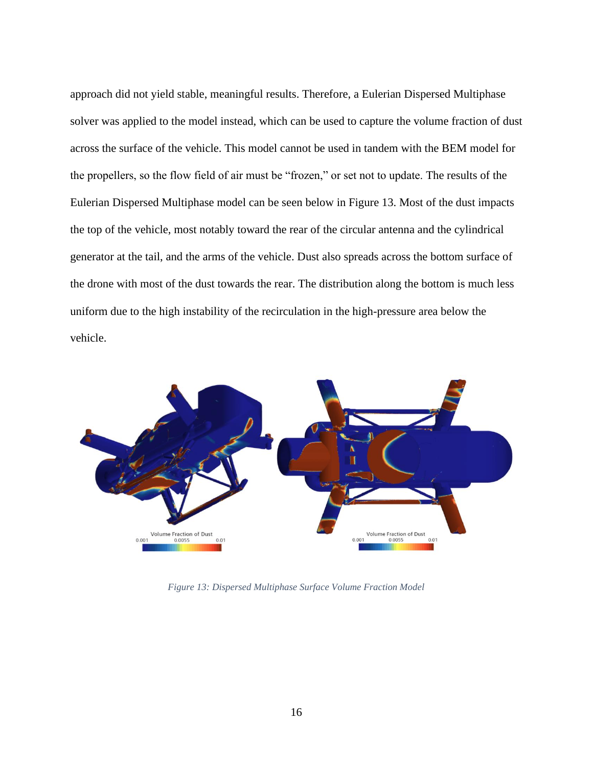approach did not yield stable, meaningful results. Therefore, a Eulerian Dispersed Multiphase solver was applied to the model instead, which can be used to capture the volume fraction of dust across the surface of the vehicle. This model cannot be used in tandem with the BEM model for the propellers, so the flow field of air must be "frozen," or set not to update. The results of the Eulerian Dispersed Multiphase model can be seen below in Figure 13. Most of the dust impacts the top of the vehicle, most notably toward the rear of the circular antenna and the cylindrical generator at the tail, and the arms of the vehicle. Dust also spreads across the bottom surface of the drone with most of the dust towards the rear. The distribution along the bottom is much less uniform due to the high instability of the recirculation in the high-pressure area below the vehicle.

*Figure 13: Dispersed Multiphase Surface Volume Fraction Model*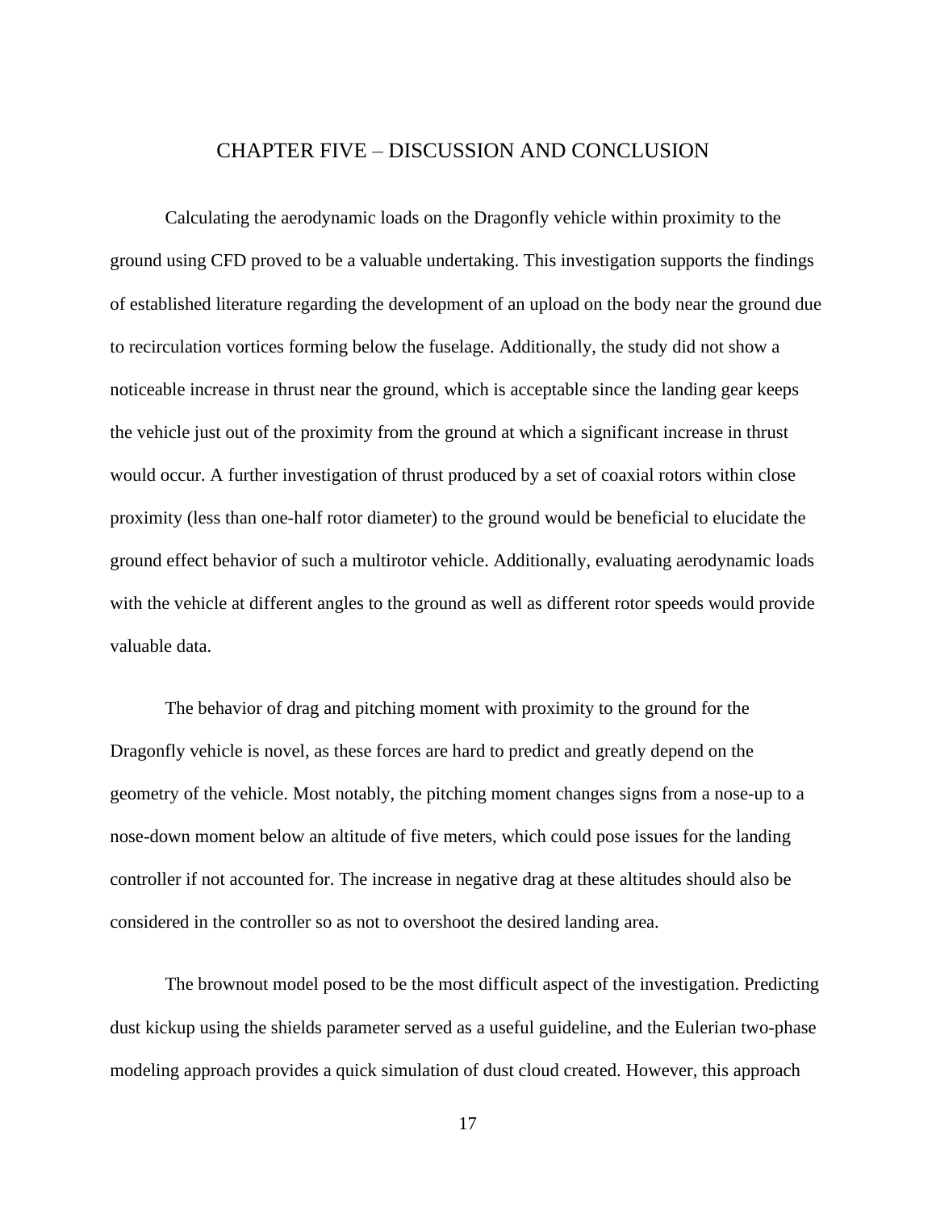# CHAPTER FIVE – DISCUSSION AND CONCLUSION

Calculating the aerodynamic loads on the Dragonfly vehicle within proximity to the ground using CFD proved to be a valuable undertaking. This investigation supports the findings of established literature regarding the development of an upload on the body near the ground due to recirculation vortices forming below the fuselage. Additionally, the study did not show a noticeable increase in thrust near the ground, which is acceptable since the landing gear keeps the vehicle just out of the proximity from the ground at which a significant increase in thrust would occur. A further investigation of thrust produced by a set of coaxial rotors within close proximity (less than one-half rotor diameter) to the ground would be beneficial to elucidate the ground effect behavior of such a multirotor vehicle. Additionally, evaluating aerodynamic loads with the vehicle at different angles to the ground as well as different rotor speeds would provide valuable data.

The behavior of drag and pitching moment with proximity to the ground for the Dragonfly vehicle is novel, as these forces are hard to predict and greatly depend on the geometry of the vehicle. Most notably, the pitching moment changes signs from a nose-up to a nose-down moment below an altitude of five meters, which could pose issues for the landing controller if not accounted for. The increase in negative drag at these altitudes should also be considered in the controller so as not to overshoot the desired landing area.

The brownout model posed to be the most difficult aspect of the investigation. Predicting dust kickup using the shields parameter served as a useful guideline, and the Eulerian two-phase modeling approach provides a quick simulation of dust cloud created. However, this approach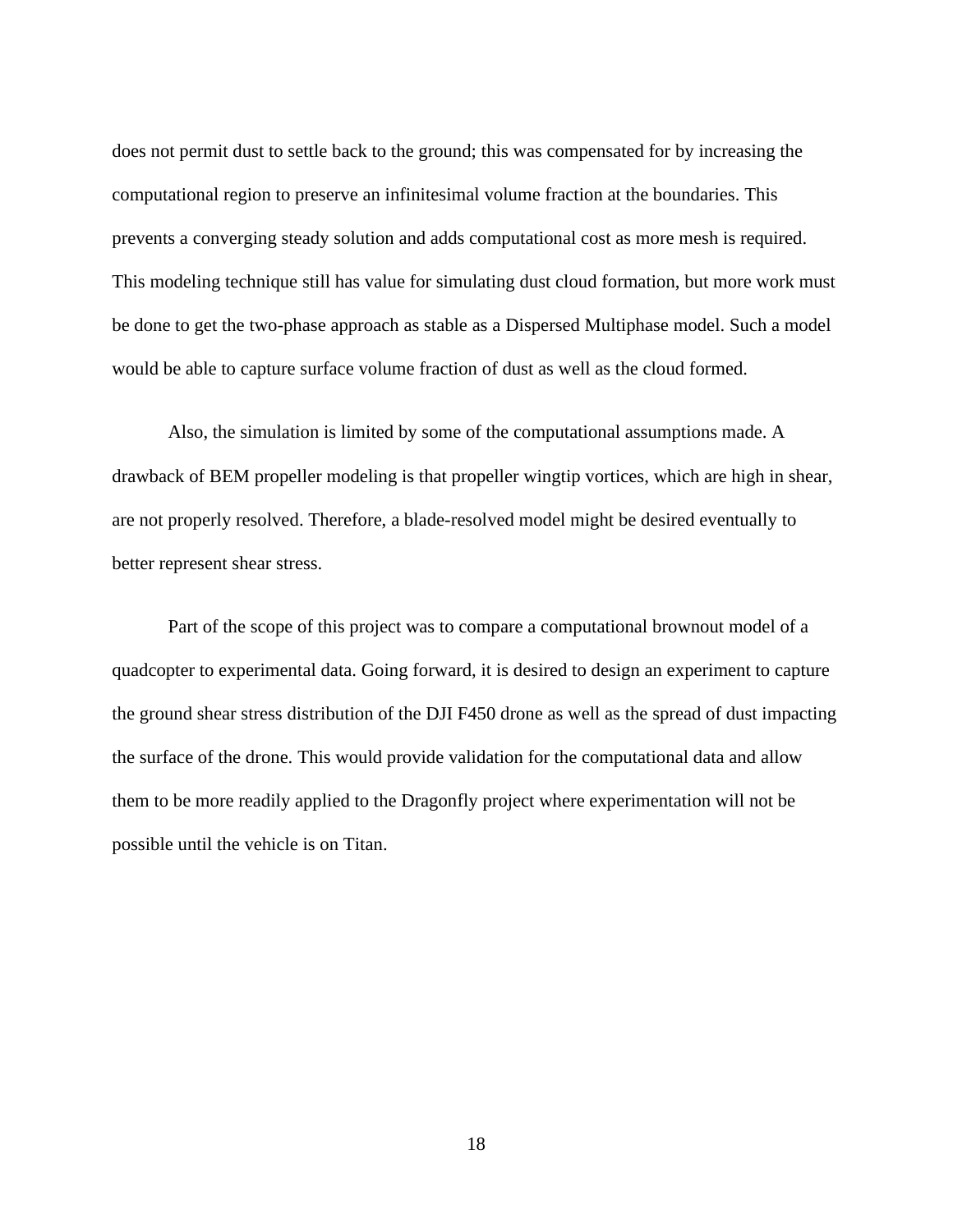does not permit dust to settle back to the ground; this was compensated for by increasing the computational region to preserve an infinitesimal volume fraction at the boundaries. This prevents a converging steady solution and adds computational cost as more mesh is required. This modeling technique still has value for simulating dust cloud formation, but more work must be done to get the two-phase approach as stable as a Dispersed Multiphase model. Such a model would be able to capture surface volume fraction of dust as well as the cloud formed.

Also, the simulation is limited by some of the computational assumptions made. A drawback of BEM propeller modeling is that propeller wingtip vortices, which are high in shear, are not properly resolved. Therefore, a blade-resolved model might be desired eventually to better represent shear stress.

Part of the scope of this project was to compare a computational brownout model of a quadcopter to experimental data. Going forward, it is desired to design an experiment to capture the ground shear stress distribution of the DJI F450 drone as well as the spread of dust impacting the surface of the drone. This would provide validation for the computational data and allow them to be more readily applied to the Dragonfly project where experimentation will not be possible until the vehicle is on Titan.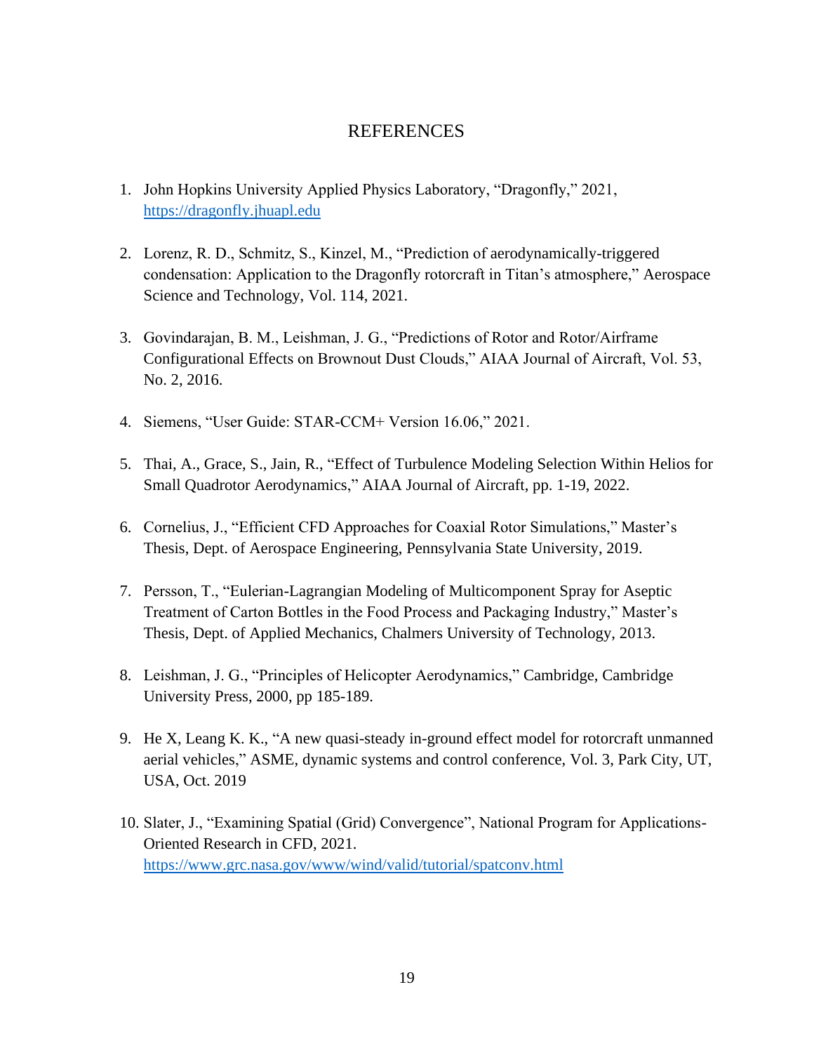# REFERENCES

1. John Hopkins University Applied Physics Laboratory, "Dragonfly," 2021, https://dragonfly.jhuapl.edu

2. Lorenz, R. D., Schmitz, S., Kinzel, M., "Prediction of aerodynamically-triggered condensation: Application to the Dragonfly rotorcraft in Titan's atmosphere," Aerospace Science and Technology, Vol. 114, 2021.

3. Govindarajan, B. M., Leishman, J. G., "Predictions of Rotor and Rotor/Airframe Configurational Effects on Brownout Dust Clouds," AIAA Journal of Aircraft, Vol. 53, No. 2, 2016.

4. Siemens, "User Guide: STAR-CCM+ Version 16.06," 2021.

5. Thai, A., Grace, S., Jain, R., "Effect of Turbulence Modeling Selection Within Helios for Small Quadrotor Aerodynamics," AIAA Journal of Aircraft, pp. 1-19, 2022.

6. Cornelius, J., "Efficient CFD Approaches for Coaxial Rotor Simulations," Master's Thesis, Dept. of Aerospace Engineering, Pennsylvania State University, 2019.

7. Persson, T., "Eulerian-Lagrangian Modeling of Multicomponent Spray for Aseptic Treatment of Carton Bottles in the Food Process and Packaging Industry," Master's Thesis, Dept. of Applied Mechanics, Chalmers University of Technology, 2013.

8. Leishman, J. G., "Principles of Helicopter Aerodynamics," Cambridge, Cambridge University Press, 2000, pp 185-189.

9. He X, Leang K. K., "A new quasi-steady in-ground effect model for rotorcraft unmanned aerial vehicles," ASME, dynamic systems and control conference, Vol. 3, Park City, UT, USA, Oct. 2019

10. Slater, J., "Examining Spatial (Grid) Convergence", National Program for Applications-Oriented Research in CFD, 2021. https://www.grc.nasa.gov/www/wind/valid/tutorial/spatconv.html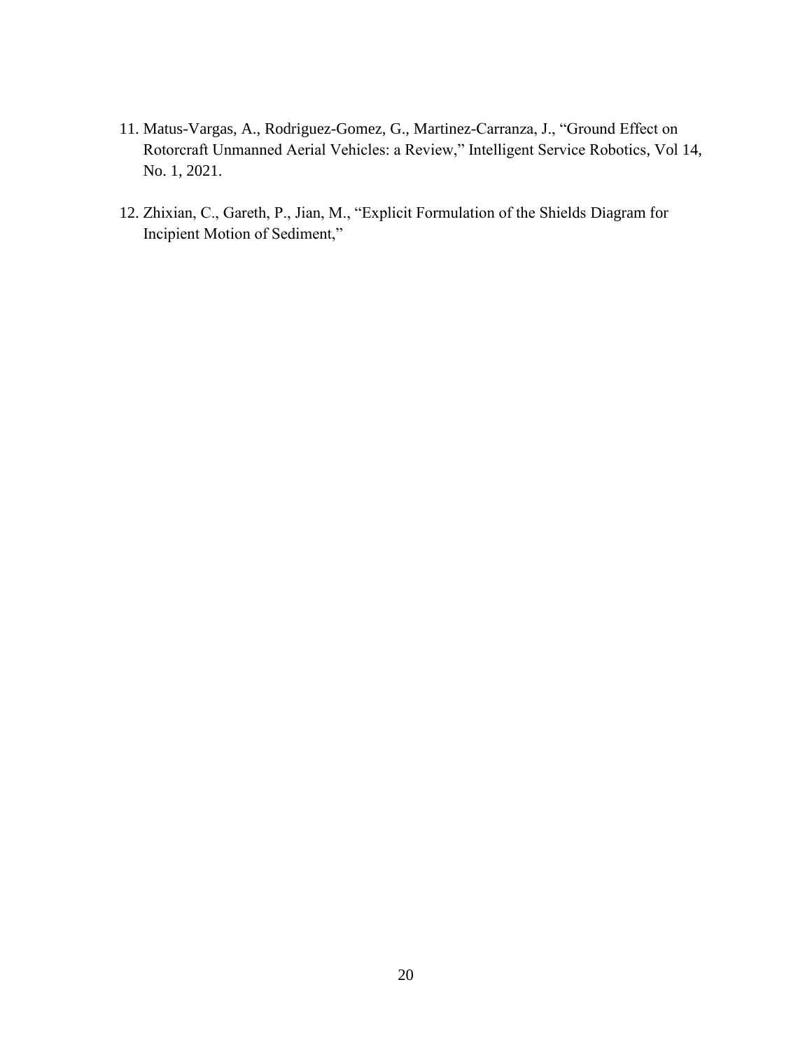11. Matus-Vargas, A., Rodriguez-Gomez, G., Martinez-Carranza, J., "Ground Effect on Rotorcraft Unmanned Aerial Vehicles: a Review," Intelligent Service Robotics, Vol 14, No. 1, 2021.

12. Zhixian, C., Gareth, P., Jian, M., "Explicit Formulation of the Shields Diagram for Incipient Motion of Sediment,"